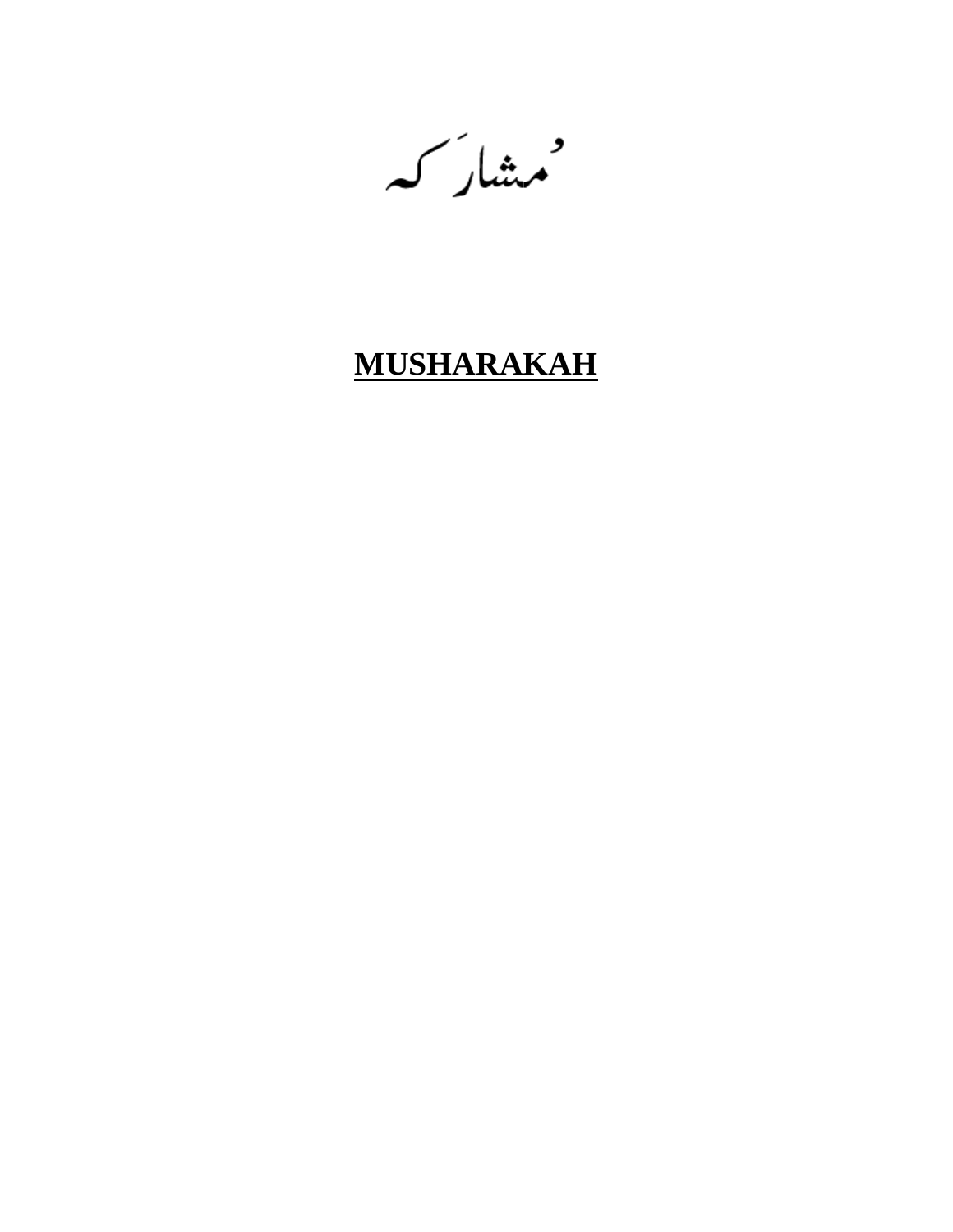مُشارَکہ

# **MUSHARAKAH**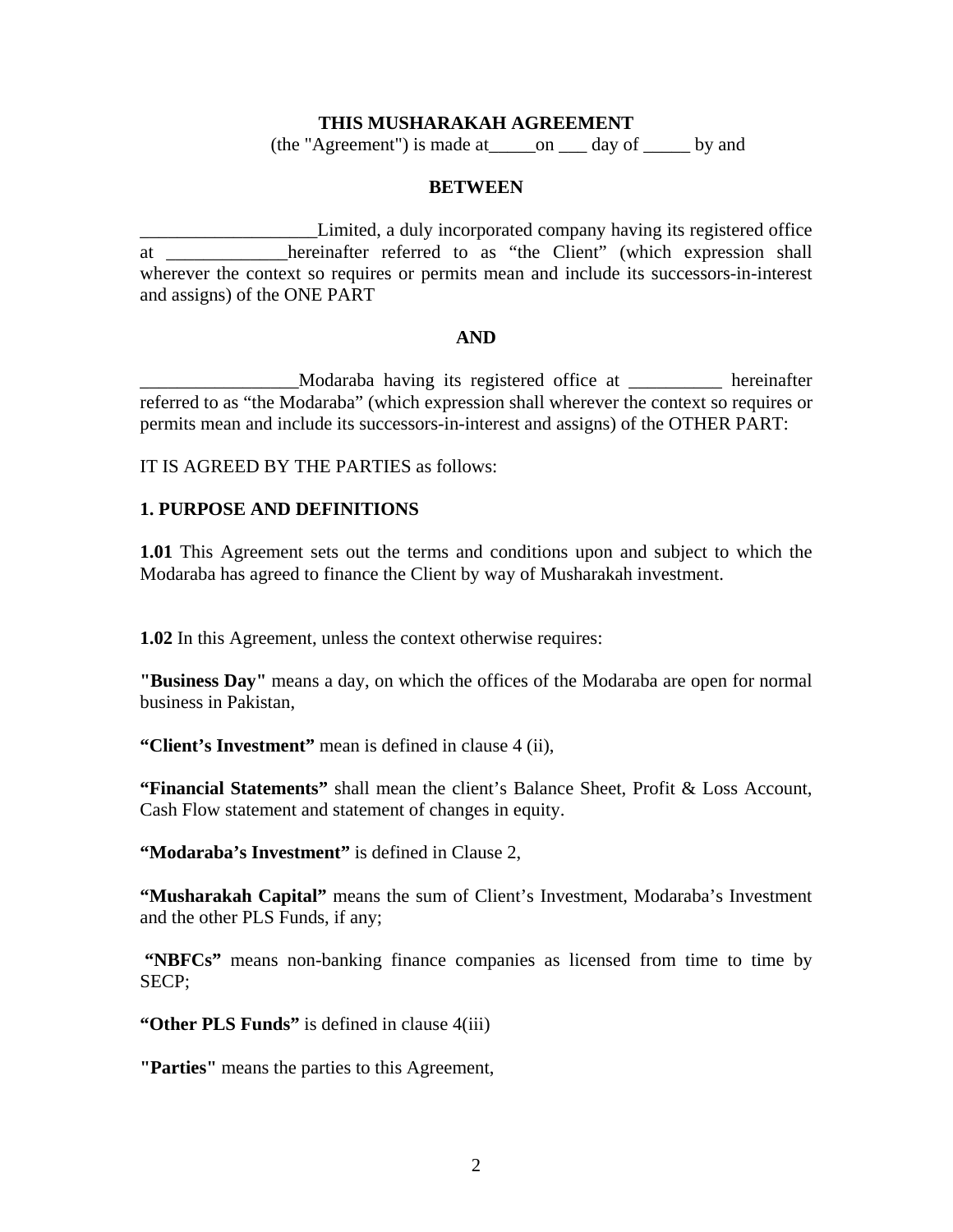**THIS MUSHARAKAH AGREEMENT**

(the "Agreement") is made at_____on ___ day of _____ by and

**BETWEEN**

___________________Limited, a duly incorporated company having its registered office at _____________hereinafter referred to as "the Client" (which expression shall wherever the context so requires or permits mean and include its successors-in-interest and assigns) of the ONE PART

**AND**

_________________Modaraba having its registered office at __________ hereinafter referred to as "the Modaraba" (which expression shall wherever the context so requires or permits mean and include its successors-in-interest and assigns) of the OTHER PART:

IT IS AGREED BY THE PARTIES as follows:

**1. PURPOSE AND DEFINITIONS**

**1.01** This Agreement sets out the terms and conditions upon and subject to which the Modaraba has agreed to finance the Client by way of Musharakah investment.

**1.02** In this Agreement, unless the context otherwise requires:

**"Business Day"** means a day, on which the offices of the Modaraba are open for normal business in Pakistan,

**"Client's Investment"** mean is defined in clause 4 (ii),

**"Financial Statements"** shall mean the client's Balance Sheet, Profit & Loss Account, Cash Flow statement and statement of changes in equity.

**"Modaraba's Investment"** is defined in Clause 2,

**"Musharakah Capital"** means the sum of Client's Investment, Modaraba's Investment and the other PLS Funds, if any;

**"NBFCs"** means non-banking finance companies as licensed from time to time by SECP;

**"Other PLS Funds"** is defined in clause 4(iii)

**"Parties"** means the parties to this Agreement,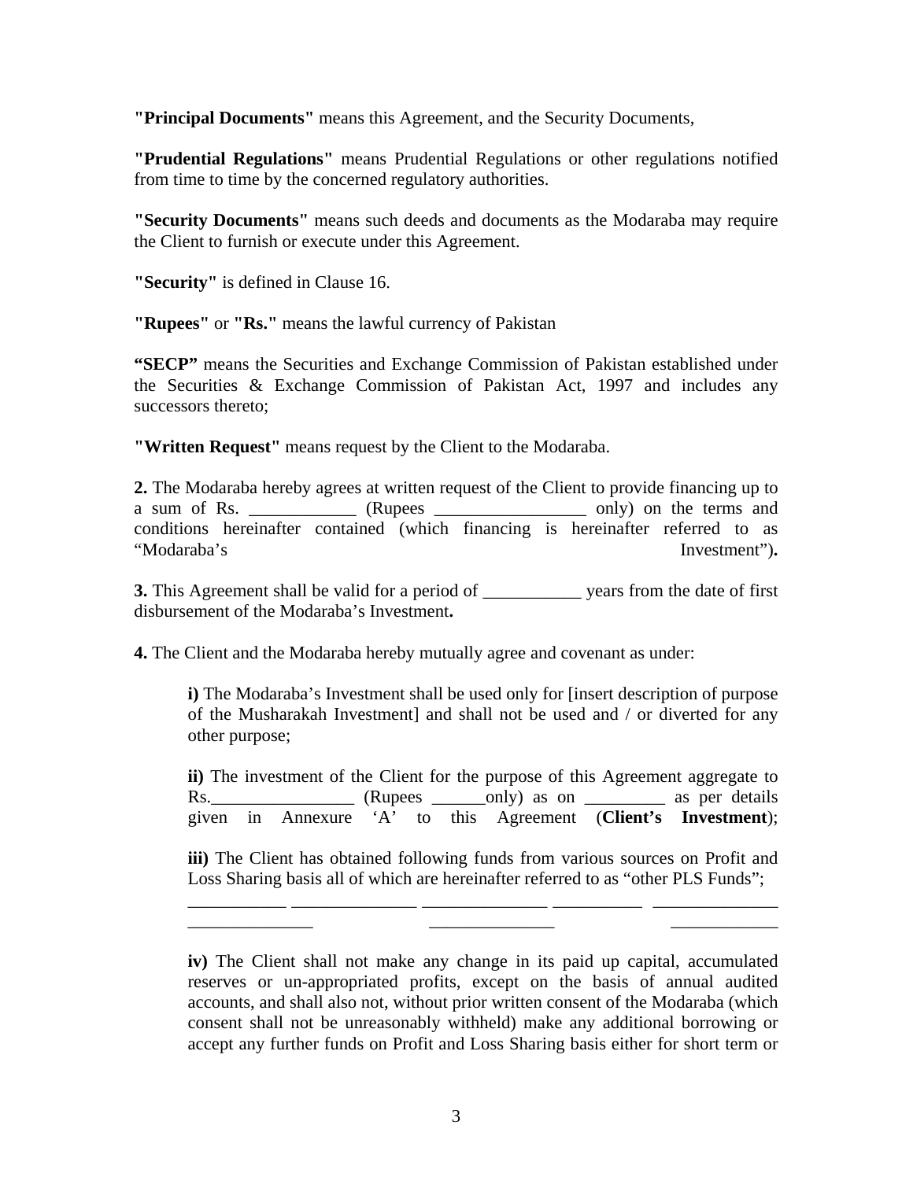**"Principal Documents"** means this Agreement, and the Security Documents,

**"Prudential Regulations"** means Prudential Regulations or other regulations notified from time to time by the concerned regulatory authorities.

**"Security Documents"** means such deeds and documents as the Modaraba may require the Client to furnish or execute under this Agreement.

**"Security"** is defined in Clause 16.

**"Rupees"** or **"Rs."** means the lawful currency of Pakistan

**"SECP"** means the Securities and Exchange Commission of Pakistan established under the Securities & Exchange Commission of Pakistan Act, 1997 and includes any successors thereto;

**"Written Request"** means request by the Client to the Modaraba.

**2.** The Modaraba hereby agrees at written request of the Client to provide financing up to a sum of Rs. ____________ (Rupees _________________ only) on the terms and conditions hereinafter contained (which financing is hereinafter referred to as "Modaraba's Investment")**.**

**3.** This Agreement shall be valid for a period of ___________ years from the date of first disbursement of the Modaraba's Investment**.**

**4.** The Client and the Modaraba hereby mutually agree and covenant as under:

> **i)** The Modaraba's Investment shall be used only for [insert description of purpose of the Musharakah Investment] and shall not be used and / or diverted for any other purpose;
>
> **ii)** The investment of the Client for the purpose of this Agreement aggregate to Rs.________________ (Rupees ______only) as on _________ as per details given in Annexure 'A' to this Agreement (**Client's Investment**);
>
> **iii)** The Client has obtained following funds from various sources on Profit and Loss Sharing basis all of which are hereinafter referred to as "other PLS Funds";
>
> ___________ ______________ ______________ __________ ______________
> ______________ ______________ ____________
>
> **iv)** The Client shall not make any change in its paid up capital, accumulated reserves or un-appropriated profits, except on the basis of annual audited accounts, and shall also not, without prior written consent of the Modaraba (which consent shall not be unreasonably withheld) make any additional borrowing or accept any further funds on Profit and Loss Sharing basis either for short term or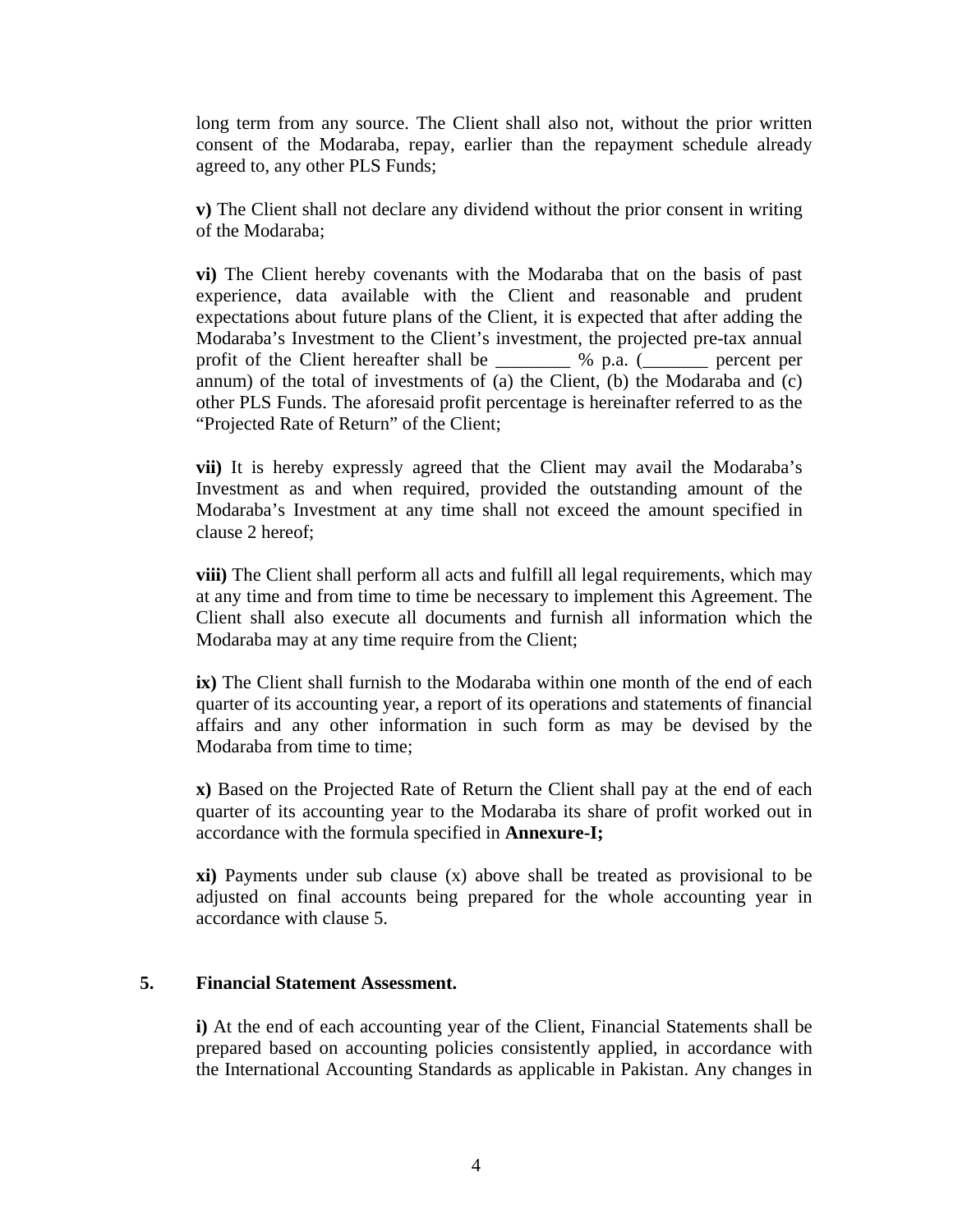long term from any source. The Client shall also not, without the prior written consent of the Modaraba, repay, earlier than the repayment schedule already agreed to, any other PLS Funds;

**v)** The Client shall not declare any dividend without the prior consent in writing of the Modaraba;

**vi)** The Client hereby covenants with the Modaraba that on the basis of past experience, data available with the Client and reasonable and prudent expectations about future plans of the Client, it is expected that after adding the Modaraba's Investment to the Client's investment, the projected pre-tax annual profit of the Client hereafter shall be ________ % p.a. (_______ percent per annum) of the total of investments of (a) the Client, (b) the Modaraba and (c) other PLS Funds. The aforesaid profit percentage is hereinafter referred to as the "Projected Rate of Return" of the Client;

**vii)** It is hereby expressly agreed that the Client may avail the Modaraba's Investment as and when required, provided the outstanding amount of the Modaraba's Investment at any time shall not exceed the amount specified in clause 2 hereof;

**viii)** The Client shall perform all acts and fulfill all legal requirements, which may at any time and from time to time be necessary to implement this Agreement. The Client shall also execute all documents and furnish all information which the Modaraba may at any time require from the Client;

**ix)** The Client shall furnish to the Modaraba within one month of the end of each quarter of its accounting year, a report of its operations and statements of financial affairs and any other information in such form as may be devised by the Modaraba from time to time;

**x)** Based on the Projected Rate of Return the Client shall pay at the end of each quarter of its accounting year to the Modaraba its share of profit worked out in accordance with the formula specified in **Annexure-I;**

**xi)** Payments under sub clause (x) above shall be treated as provisional to be adjusted on final accounts being prepared for the whole accounting year in accordance with clause 5.

## 5. Financial Statement Assessment.

**i)** At the end of each accounting year of the Client, Financial Statements shall be prepared based on accounting policies consistently applied, in accordance with the International Accounting Standards as applicable in Pakistan. Any changes in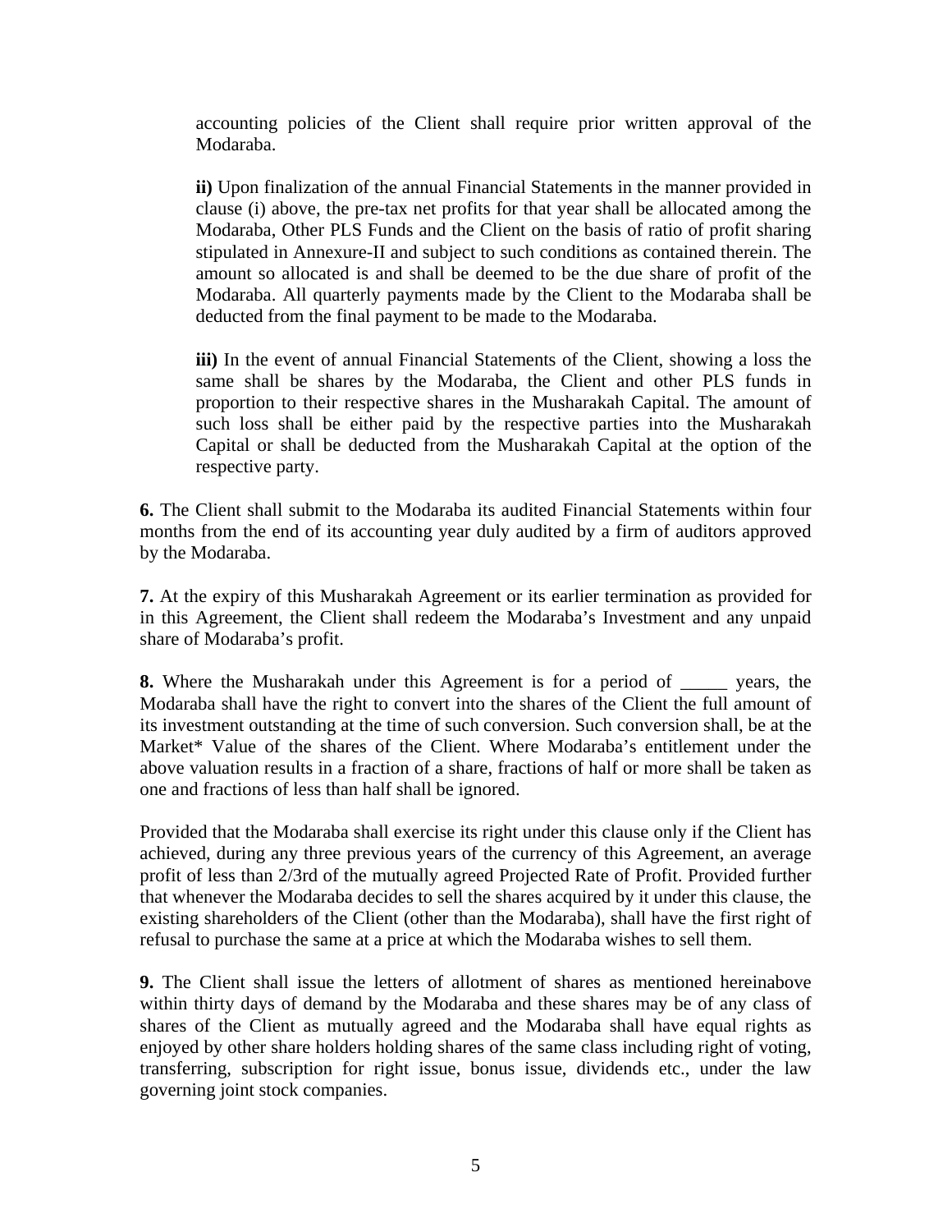accounting policies of the Client shall require prior written approval of the Modaraba.

**ii)** Upon finalization of the annual Financial Statements in the manner provided in clause (i) above, the pre-tax net profits for that year shall be allocated among the Modaraba, Other PLS Funds and the Client on the basis of ratio of profit sharing stipulated in Annexure-II and subject to such conditions as contained therein. The amount so allocated is and shall be deemed to be the due share of profit of the Modaraba. All quarterly payments made by the Client to the Modaraba shall be deducted from the final payment to be made to the Modaraba.

**iii)** In the event of annual Financial Statements of the Client, showing a loss the same shall be shares by the Modaraba, the Client and other PLS funds in proportion to their respective shares in the Musharakah Capital. The amount of such loss shall be either paid by the respective parties into the Musharakah Capital or shall be deducted from the Musharakah Capital at the option of the respective party.

**6.** The Client shall submit to the Modaraba its audited Financial Statements within four months from the end of its accounting year duly audited by a firm of auditors approved by the Modaraba.

**7.** At the expiry of this Musharakah Agreement or its earlier termination as provided for in this Agreement, the Client shall redeem the Modaraba's Investment and any unpaid share of Modaraba's profit.

**8.** Where the Musharakah under this Agreement is for a period of _____ years, the Modaraba shall have the right to convert into the shares of the Client the full amount of its investment outstanding at the time of such conversion. Such conversion shall, be at the Market* Value of the shares of the Client. Where Modaraba's entitlement under the above valuation results in a fraction of a share, fractions of half or more shall be taken as one and fractions of less than half shall be ignored.

Provided that the Modaraba shall exercise its right under this clause only if the Client has achieved, during any three previous years of the currency of this Agreement, an average profit of less than 2/3rd of the mutually agreed Projected Rate of Profit. Provided further that whenever the Modaraba decides to sell the shares acquired by it under this clause, the existing shareholders of the Client (other than the Modaraba), shall have the first right of refusal to purchase the same at a price at which the Modaraba wishes to sell them.

**9.** The Client shall issue the letters of allotment of shares as mentioned hereinabove within thirty days of demand by the Modaraba and these shares may be of any class of shares of the Client as mutually agreed and the Modaraba shall have equal rights as enjoyed by other share holders holding shares of the same class including right of voting, transferring, subscription for right issue, bonus issue, dividends etc., under the law governing joint stock companies.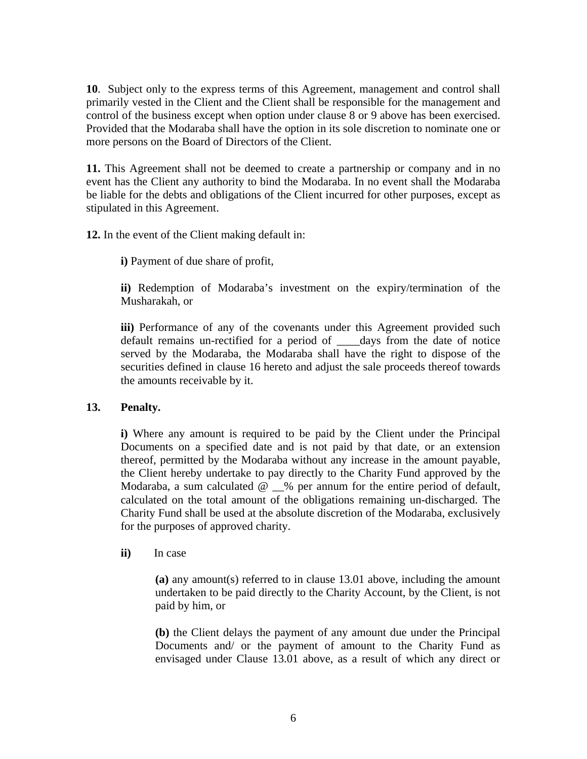**10**. Subject only to the express terms of this Agreement, management and control shall primarily vested in the Client and the Client shall be responsible for the management and control of the business except when option under clause 8 or 9 above has been exercised. Provided that the Modaraba shall have the option in its sole discretion to nominate one or more persons on the Board of Directors of the Client.

**11.** This Agreement shall not be deemed to create a partnership or company and in no event has the Client any authority to bind the Modaraba. In no event shall the Modaraba be liable for the debts and obligations of the Client incurred for other purposes, except as stipulated in this Agreement.

**12.** In the event of the Client making default in:

> **i)** Payment of due share of profit,
>
> **ii)** Redemption of Modaraba's investment on the expiry/termination of the Musharakah, or
>
> **iii)** Performance of any of the covenants under this Agreement provided such default remains un-rectified for a period of ____days from the date of notice served by the Modaraba, the Modaraba shall have the right to dispose of the securities defined in clause 16 hereto and adjust the sale proceeds thereof towards the amounts receivable by it.

**13. Penalty.**

> **i)** Where any amount is required to be paid by the Client under the Principal Documents on a specified date and is not paid by that date, or an extension thereof, permitted by the Modaraba without any increase in the amount payable, the Client hereby undertake to pay directly to the Charity Fund approved by the Modaraba, a sum calculated @ __% per annum for the entire period of default, calculated on the total amount of the obligations remaining un-discharged. The Charity Fund shall be used at the absolute discretion of the Modaraba, exclusively for the purposes of approved charity.
>
> **ii)** In case
>
> > **(a)** any amount(s) referred to in clause 13.01 above, including the amount undertaken to be paid directly to the Charity Account, by the Client, is not paid by him, or
> >
> > **(b)** the Client delays the payment of any amount due under the Principal Documents and/ or the payment of amount to the Charity Fund as envisaged under Clause 13.01 above, as a result of which any direct or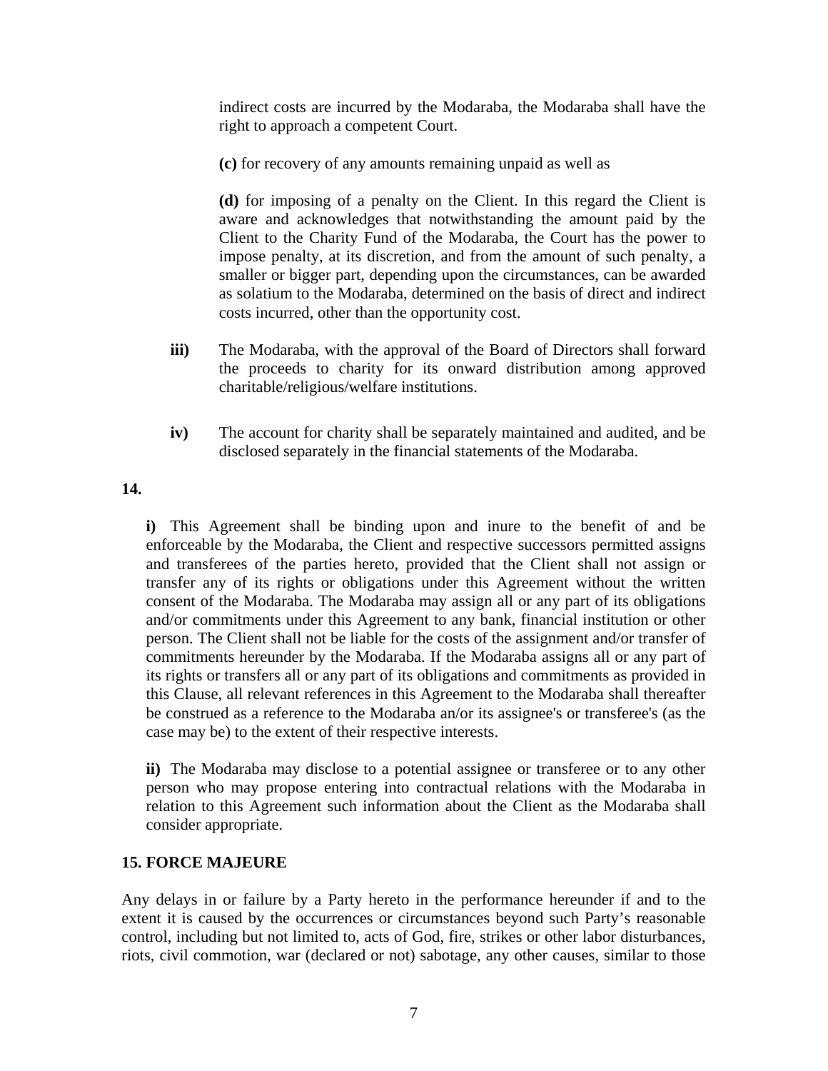indirect costs are incurred by the Modaraba, the Modaraba shall have the right to approach a competent Court.

**(c)** for recovery of any amounts remaining unpaid as well as

**(d)** for imposing of a penalty on the Client. In this regard the Client is aware and acknowledges that notwithstanding the amount paid by the Client to the Charity Fund of the Modaraba, the Court has the power to impose penalty, at its discretion, and from the amount of such penalty, a smaller or bigger part, depending upon the circumstances, can be awarded as solatium to the Modaraba, determined on the basis of direct and indirect costs incurred, other than the opportunity cost.

**iii)** The Modaraba, with the approval of the Board of Directors shall forward the proceeds to charity for its onward distribution among approved charitable/religious/welfare institutions.

**iv)** The account for charity shall be separately maintained and audited, and be disclosed separately in the financial statements of the Modaraba.

**14.**

**i)** This Agreement shall be binding upon and inure to the benefit of and be enforceable by the Modaraba, the Client and respective successors permitted assigns and transferees of the parties hereto, provided that the Client shall not assign or transfer any of its rights or obligations under this Agreement without the written consent of the Modaraba. The Modaraba may assign all or any part of its obligations and/or commitments under this Agreement to any bank, financial institution or other person. The Client shall not be liable for the costs of the assignment and/or transfer of commitments hereunder by the Modaraba. If the Modaraba assigns all or any part of its rights or transfers all or any part of its obligations and commitments as provided in this Clause, all relevant references in this Agreement to the Modaraba shall thereafter be construed as a reference to the Modaraba an/or its assignee's or transferee's (as the case may be) to the extent of their respective interests.

**ii)** The Modaraba may disclose to a potential assignee or transferee or to any other person who may propose entering into contractual relations with the Modaraba in relation to this Agreement such information about the Client as the Modaraba shall consider appropriate.

**15. FORCE MAJEURE**

Any delays in or failure by a Party hereto in the performance hereunder if and to the extent it is caused by the occurrences or circumstances beyond such Party's reasonable control, including but not limited to, acts of God, fire, strikes or other labor disturbances, riots, civil commotion, war (declared or not) sabotage, any other causes, similar to those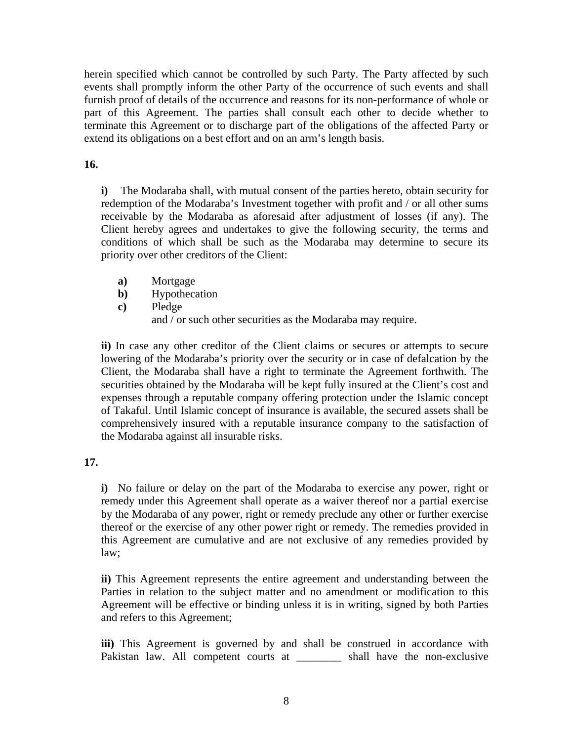herein specified which cannot be controlled by such Party. The Party affected by such events shall promptly inform the other Party of the occurrence of such events and shall furnish proof of details of the occurrence and reasons for its non-performance of whole or part of this Agreement. The parties shall consult each other to decide whether to terminate this Agreement or to discharge part of the obligations of the affected Party or extend its obligations on a best effort and on an arm's length basis.

**16.**

**i)** The Modaraba shall, with mutual consent of the parties hereto, obtain security for redemption of the Modaraba's Investment together with profit and / or all other sums receivable by the Modaraba as aforesaid after adjustment of losses (if any). The Client hereby agrees and undertakes to give the following security, the terms and conditions of which shall be such as the Modaraba may determine to secure its priority over other creditors of the Client:

**a)** Mortgage
**b)** Hypothecation
**c)** Pledge
and / or such other securities as the Modaraba may require.

**ii)** In case any other creditor of the Client claims or secures or attempts to secure lowering of the Modaraba's priority over the security or in case of defalcation by the Client, the Modaraba shall have a right to terminate the Agreement forthwith. The securities obtained by the Modaraba will be kept fully insured at the Client's cost and expenses through a reputable company offering protection under the Islamic concept of Takaful. Until Islamic concept of insurance is available, the secured assets shall be comprehensively insured with a reputable insurance company to the satisfaction of the Modaraba against all insurable risks.

**17.**

**i)** No failure or delay on the part of the Modaraba to exercise any power, right or remedy under this Agreement shall operate as a waiver thereof nor a partial exercise by the Modaraba of any power, right or remedy preclude any other or further exercise thereof or the exercise of any other power right or remedy. The remedies provided in this Agreement are cumulative and are not exclusive of any remedies provided by law;

**ii)** This Agreement represents the entire agreement and understanding between the Parties in relation to the subject matter and no amendment or modification to this Agreement will be effective or binding unless it is in writing, signed by both Parties and refers to this Agreement;

**iii)** This Agreement is governed by and shall be construed in accordance with Pakistan law. All competent courts at ________ shall have the non-exclusive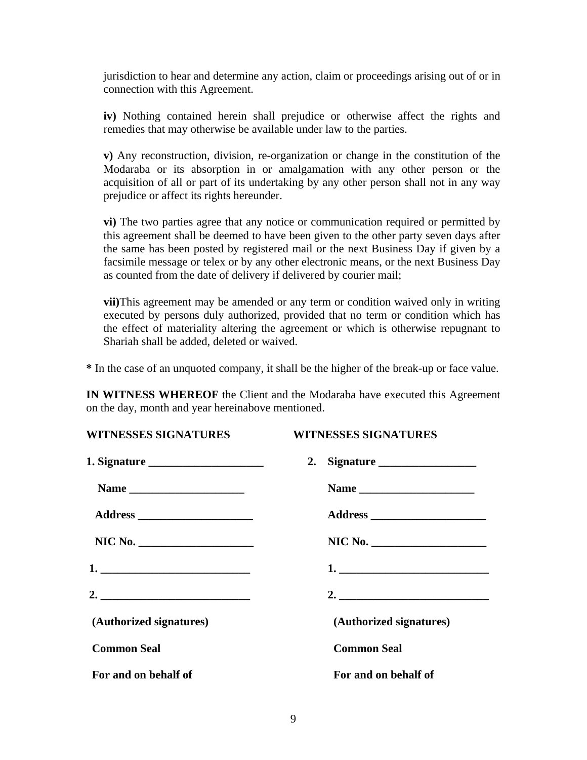jurisdiction to hear and determine any action, claim or proceedings arising out of or in connection with this Agreement.

**iv)** Nothing contained herein shall prejudice or otherwise affect the rights and remedies that may otherwise be available under law to the parties.

**v)** Any reconstruction, division, re-organization or change in the constitution of the Modaraba or its absorption in or amalgamation with any other person or the acquisition of all or part of its undertaking by any other person shall not in any way prejudice or affect its rights hereunder.

**vi)** The two parties agree that any notice or communication required or permitted by this agreement shall be deemed to have been given to the other party seven days after the same has been posted by registered mail or the next Business Day if given by a facsimile message or telex or by any other electronic means, or the next Business Day as counted from the date of delivery if delivered by courier mail;

**vii)**This agreement may be amended or any term or condition waived only in writing executed by persons duly authorized, provided that no term or condition which has the effect of materiality altering the agreement or which is otherwise repugnant to Shariah shall be added, deleted or waived.

**\*** In the case of an unquoted company, it shall be the higher of the break-up or face value.

**IN WITNESS WHEREOF** the Client and the Modaraba have executed this Agreement on the day, month and year hereinabove mentioned.

| **WITNESSES SIGNATURES** | **WITNESSES SIGNATURES** |
|---|---|
| **1. Signature ____________________** | **2. Signature _________________** |
| **Name ____________________** | **Name ____________________** |
| **Address ____________________** | **Address ____________________** |
| **NIC No. ____________________** | **NIC No. ____________________** |
| **1. __________________________** | **1. __________________________** |
| **2. __________________________** | **2. __________________________** |
| **(Authorized signatures)** | **(Authorized signatures)** |
| **Common Seal** | **Common Seal** |
| **For and on behalf of** | **For and on behalf of** |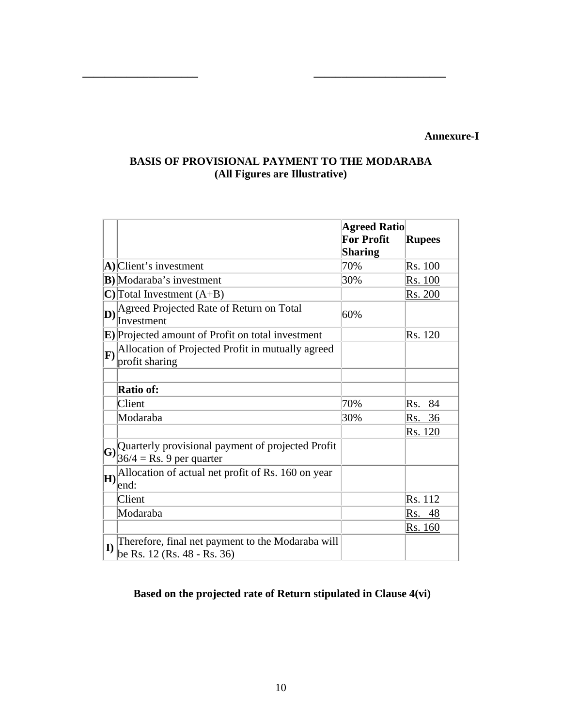\_\_\_\_\_\_\_\_\_\_\_\_\_\_\_\_\_\_\_\_\_ \_\_\_\_\_\_\_\_\_\_\_\_\_\_\_\_\_\_\_\_\_\_\_\_

**Annexure-I**

**BASIS OF PROVISIONAL PAYMENT TO THE MODARABA**
**(All Figures are Illustrative)**

| | | **Agreed Ratio For Profit Sharing** | **Rupees** |
|---|---|---|---|
| **A)** | Client's investment | 70% | Rs. 100 |
| **B)** | Modaraba's investment | 30% | Rs. 100 |
| **C)** | Total Investment (A+B) | | Rs. 200 |
| **D)** | Agreed Projected Rate of Return on Total Investment | 60% | |
| **E)** | Projected amount of Profit on total investment | | Rs. 120 |
| **F)** | Allocation of Projected Profit in mutually agreed profit sharing | | |
| | | | |
| | **Ratio of:** | | |
| | Client | 70% | Rs. 84 |
| | Modaraba | 30% | Rs. 36 |
| | | | Rs. 120 |
| **G)** | Quarterly provisional payment of projected Profit 36/4 = Rs. 9 per quarter | | |
| **H)** | Allocation of actual net profit of Rs. 160 on year end: | | |
| | Client | | Rs. 112 |
| | Modaraba | | Rs. 48 |
| | | | Rs. 160 |
| **I)** | Therefore, final net payment to the Modaraba will be Rs. 12 (Rs. 48 - Rs. 36) | | |

**Based on the projected rate of Return stipulated in Clause 4(vi)**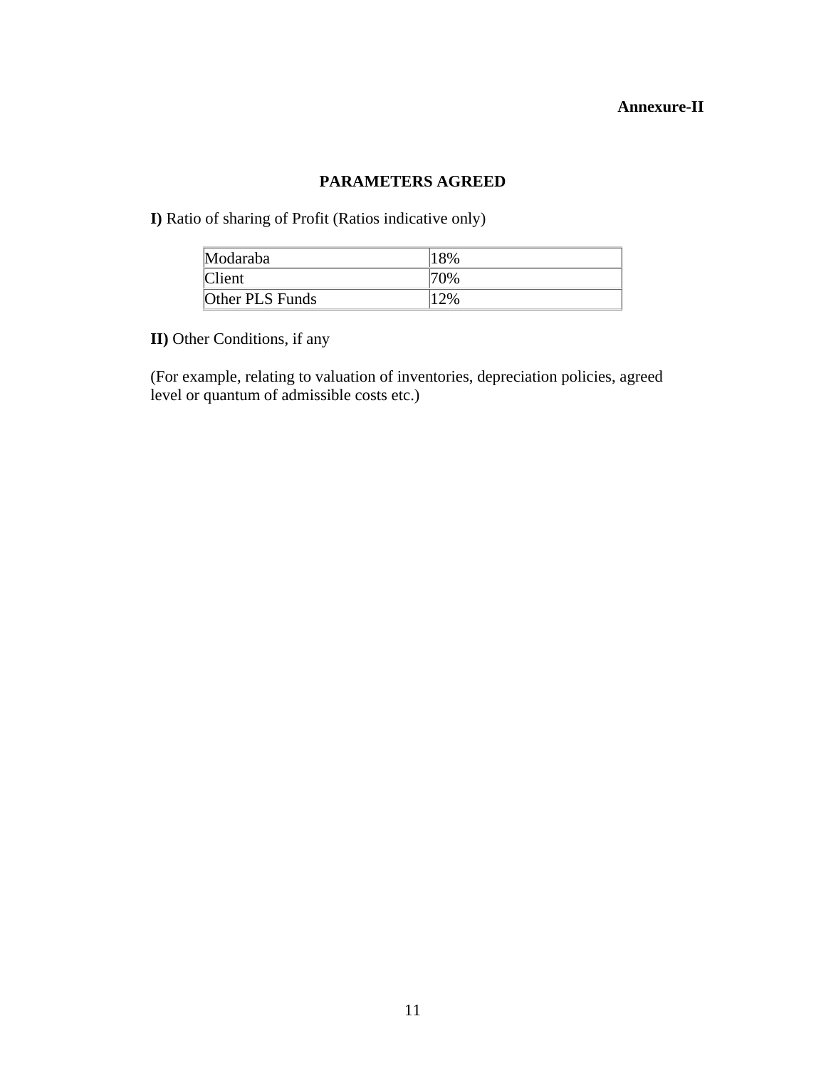**Annexure-II**

## PARAMETERS AGREED

**I)** Ratio of sharing of Profit (Ratios indicative only)

| | |
|---|---|
| Modaraba | 18% |
| Client | 70% |
| Other PLS Funds | 12% |

**II)** Other Conditions, if any

(For example, relating to valuation of inventories, depreciation policies, agreed level or quantum of admissible costs etc.)